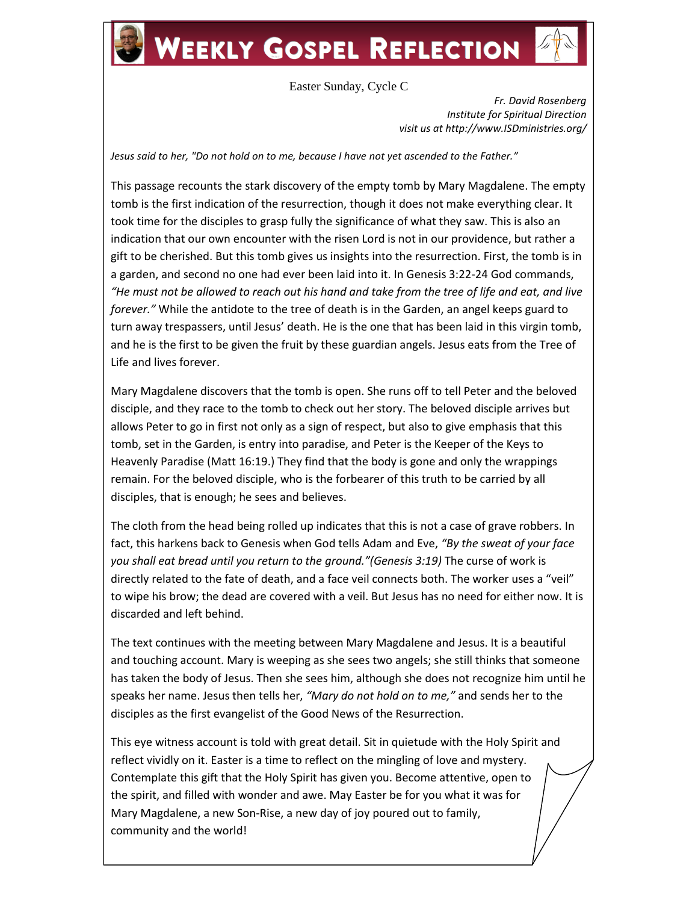# Weekly Gospel Reflection

Easter Sunday, Cycle C

*Fr. David Rosenberg*
*Institute for Spiritual Direction*
*visit us at http://www.ISDministries.org/*

*Jesus said to her, "Do not hold on to me, because I have not yet ascended to the Father."*

This passage recounts the stark discovery of the empty tomb by Mary Magdalene. The empty tomb is the first indication of the resurrection, though it does not make everything clear. It took time for the disciples to grasp fully the significance of what they saw. This is also an indication that our own encounter with the risen Lord is not in our providence, but rather a gift to be cherished. But this tomb gives us insights into the resurrection. First, the tomb is in a garden, and second no one had ever been laid into it. In Genesis 3:22-24 God commands, *"He must not be allowed to reach out his hand and take from the tree of life and eat, and live forever."* While the antidote to the tree of death is in the Garden, an angel keeps guard to turn away trespassers, until Jesus' death. He is the one that has been laid in this virgin tomb, and he is the first to be given the fruit by these guardian angels. Jesus eats from the Tree of Life and lives forever.

Mary Magdalene discovers that the tomb is open. She runs off to tell Peter and the beloved disciple, and they race to the tomb to check out her story. The beloved disciple arrives but allows Peter to go in first not only as a sign of respect, but also to give emphasis that this tomb, set in the Garden, is entry into paradise, and Peter is the Keeper of the Keys to Heavenly Paradise (Matt 16:19.) They find that the body is gone and only the wrappings remain. For the beloved disciple, who is the forbearer of this truth to be carried by all disciples, that is enough; he sees and believes.

The cloth from the head being rolled up indicates that this is not a case of grave robbers. In fact, this harkens back to Genesis when God tells Adam and Eve, *"By the sweat of your face you shall eat bread until you return to the ground."(Genesis 3:19)* The curse of work is directly related to the fate of death, and a face veil connects both. The worker uses a "veil" to wipe his brow; the dead are covered with a veil. But Jesus has no need for either now. It is discarded and left behind.

The text continues with the meeting between Mary Magdalene and Jesus. It is a beautiful and touching account. Mary is weeping as she sees two angels; she still thinks that someone has taken the body of Jesus. Then she sees him, although she does not recognize him until he speaks her name. Jesus then tells her, *"Mary do not hold on to me,"* and sends her to the disciples as the first evangelist of the Good News of the Resurrection.

This eye witness account is told with great detail. Sit in quietude with the Holy Spirit and reflect vividly on it. Easter is a time to reflect on the mingling of love and mystery. Contemplate this gift that the Holy Spirit has given you. Become attentive, open to the spirit, and filled with wonder and awe. May Easter be for you what it was for Mary Magdalene, a new Son-Rise, a new day of joy poured out to family, community and the world!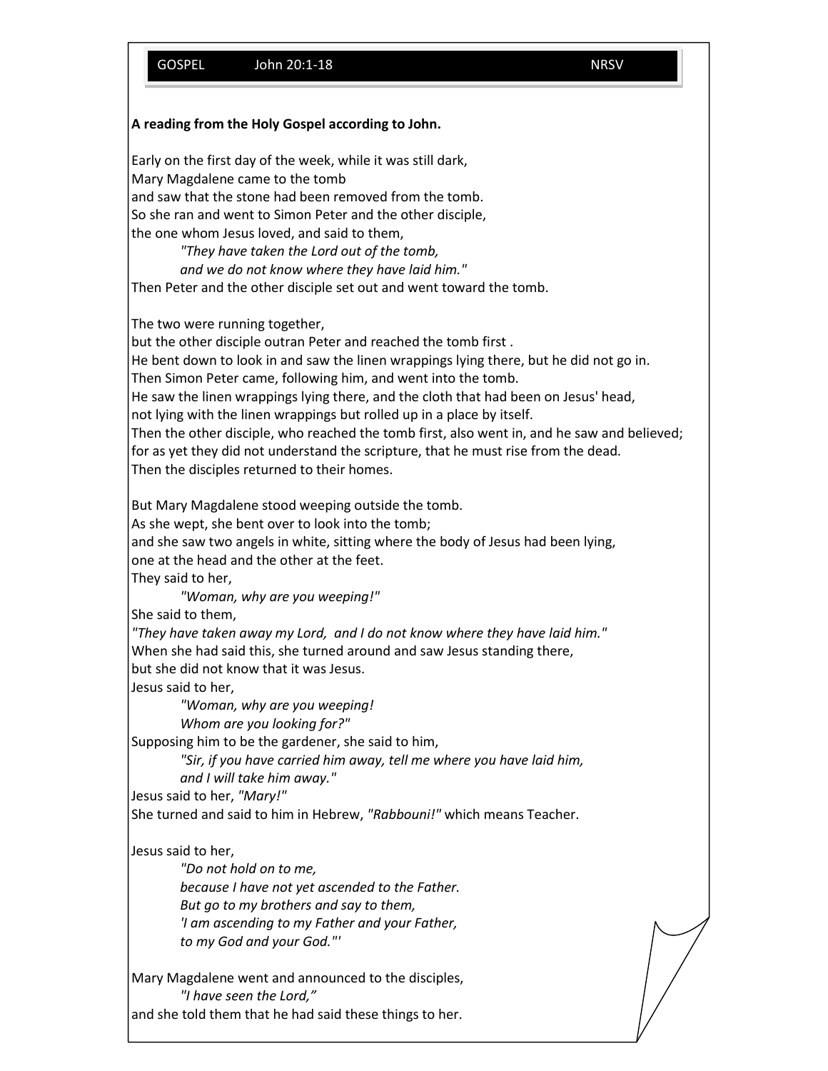GOSPEL John 20:1-18 NRSV

**A reading from the Holy Gospel according to John.**

Early on the first day of the week, while it was still dark,
Mary Magdalene came to the tomb
and saw that the stone had been removed from the tomb.
So she ran and went to Simon Peter and the other disciple,
the one whom Jesus loved, and said to them,
*"They have taken the Lord out of the tomb,*
*and we do not know where they have laid him."*
Then Peter and the other disciple set out and went toward the tomb.

The two were running together,
but the other disciple outran Peter and reached the tomb first .
He bent down to look in and saw the linen wrappings lying there, but he did not go in.
Then Simon Peter came, following him, and went into the tomb.
He saw the linen wrappings lying there, and the cloth that had been on Jesus' head,
not lying with the linen wrappings but rolled up in a place by itself.
Then the other disciple, who reached the tomb first, also went in, and he saw and believed;
for as yet they did not understand the scripture, that he must rise from the dead.
Then the disciples returned to their homes.

But Mary Magdalene stood weeping outside the tomb.
As she wept, she bent over to look into the tomb;
and she saw two angels in white, sitting where the body of Jesus had been lying,
one at the head and the other at the feet.
They said to her,
*"Woman, why are you weeping!"*
She said to them,
*"They have taken away my Lord, and I do not know where they have laid him."*
When she had said this, she turned around and saw Jesus standing there,
but she did not know that it was Jesus.
Jesus said to her,
*"Woman, why are you weeping!*
*Whom are you looking for?"*
Supposing him to be the gardener, she said to him,
*"Sir, if you have carried him away, tell me where you have laid him,*
*and I will take him away."*
Jesus said to her, *"Mary!"*
She turned and said to him in Hebrew, *"Rabbouni!"* which means Teacher.

Jesus said to her,
*"Do not hold on to me,*
*because I have not yet ascended to the Father.*
*But go to my brothers and say to them,*
*'I am ascending to my Father and your Father,*
*to my God and your God."'*

Mary Magdalene went and announced to the disciples,
*"I have seen the Lord,"*
and she told them that he had said these things to her.